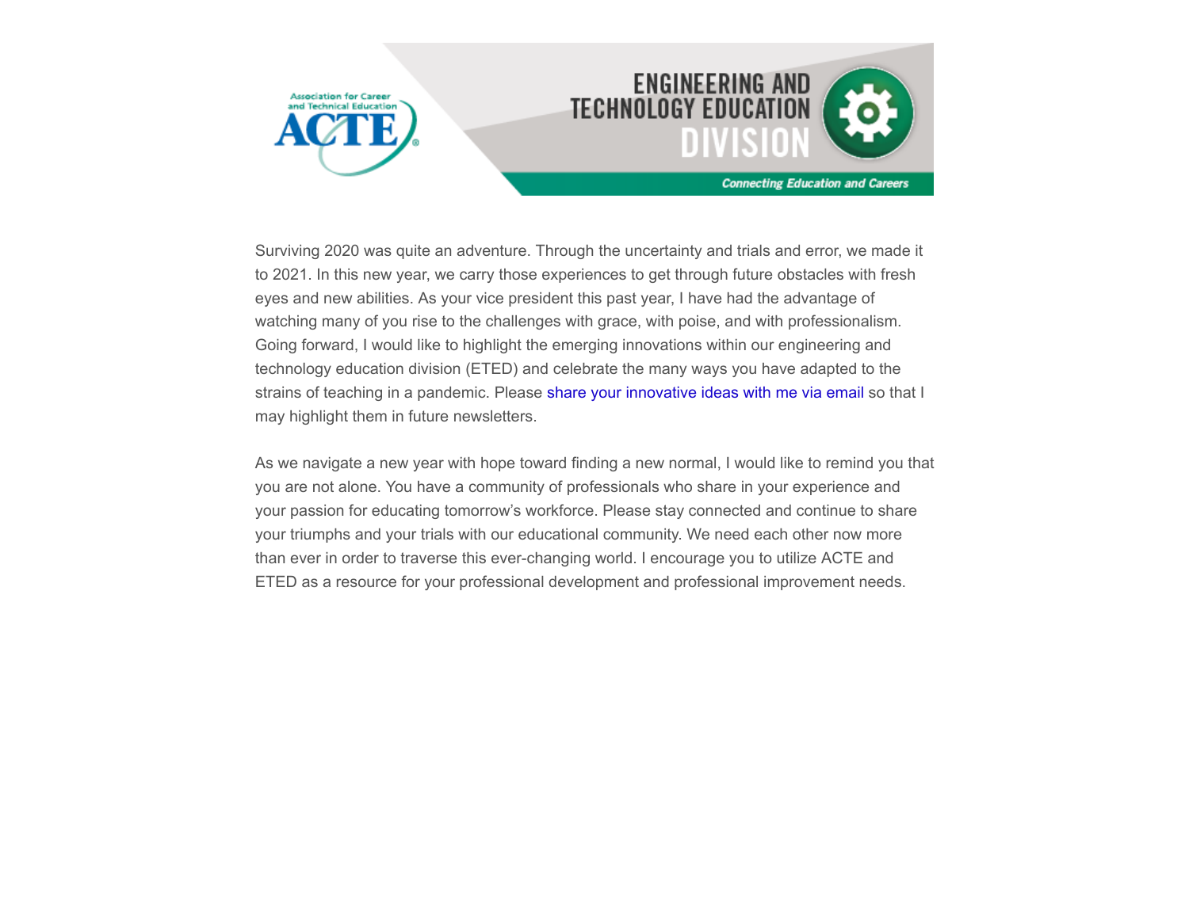Surviving 2020 was quite an adventure. Through the uncertainty and trials and error, we made it to 2021. In this new year, we carry those experiences to get through future obstacles with fresh eyes and new abilities. As your vice president this past year, I have had the advantage of watching many of you rise to the challenges with grace, with poise, and with professionalism. Going forward, I would like to highlight the emerging innovations within our engineering and technology education division (ETED) and celebrate the many ways you have adapted to the strains of teaching in a pandemic. Please share your innovative ideas with me via email so that I may highlight them in future newsletters.

As we navigate a new year with hope toward finding a new normal, I would like to remind you that you are not alone. You have a community of professionals who share in your experience and your passion for educating tomorrow's workforce. Please stay connected and continue to share your triumphs and your trials with our educational community. We need each other now more than ever in order to traverse this ever-changing world. I encourage you to utilize ACTE and ETED as a resource for your professional development and professional improvement needs.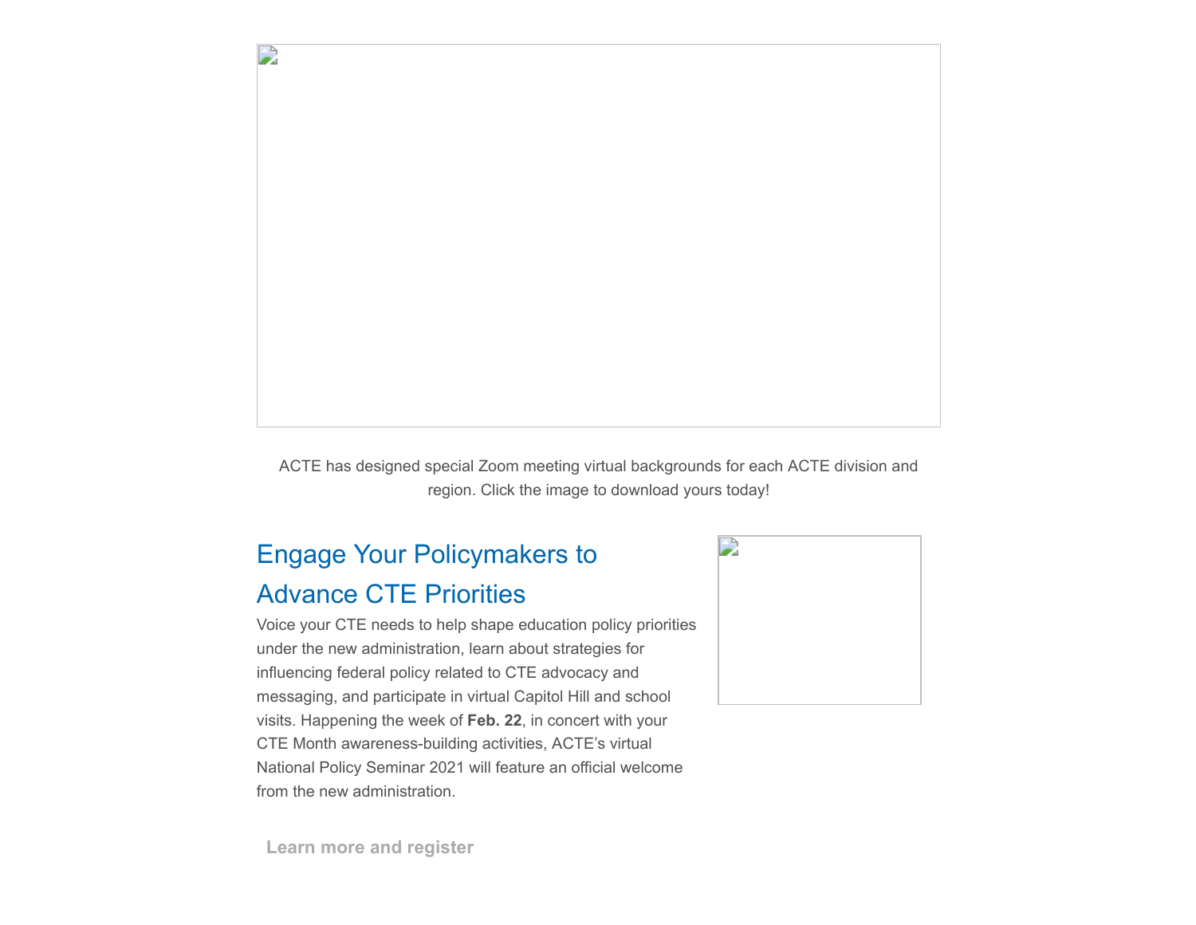ACTE has designed special Zoom meeting virtual backgrounds for each ACTE division and region. Click the image to download yours today!

## Engage Your Policymakers to Advance CTE Priorities

Voice your CTE needs to help shape education policy priorities under the new administration, learn about strategies for influencing federal policy related to CTE advocacy and messaging, and participate in virtual Capitol Hill and school visits. Happening the week of **Feb. 22**, in concert with your CTE Month awareness-building activities, ACTE's virtual National Policy Seminar 2021 will feature an official welcome from the new administration.

**Learn more and register**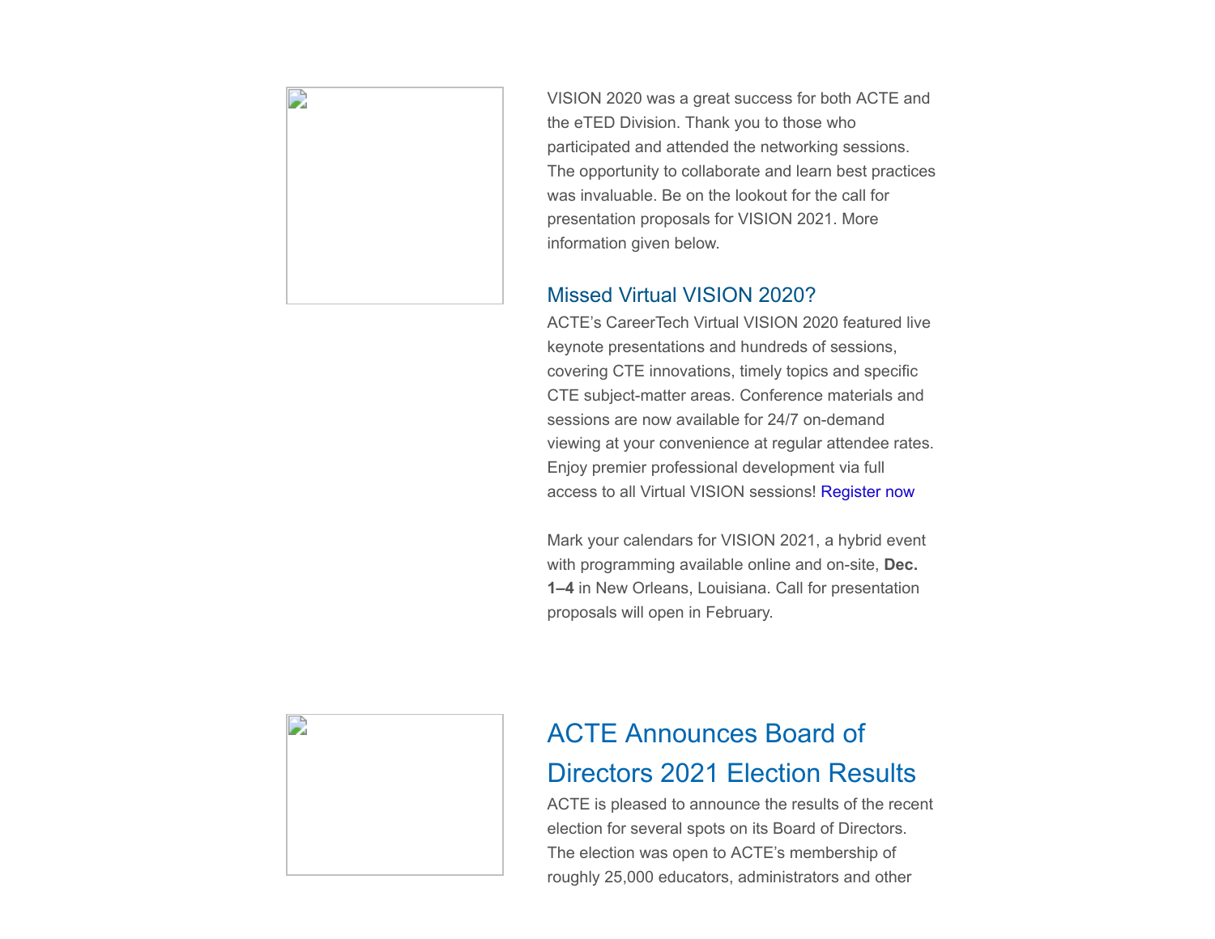VISION 2020 was a great success for both ACTE and the eTED Division. Thank you to those who participated and attended the networking sessions. The opportunity to collaborate and learn best practices was invaluable. Be on the lookout for the call for presentation proposals for VISION 2021. More information given below.

### Missed Virtual VISION 2020?

ACTE's CareerTech Virtual VISION 2020 featured live keynote presentations and hundreds of sessions, covering CTE innovations, timely topics and specific CTE subject-matter areas. Conference materials and sessions are now available for 24/7 on-demand viewing at your convenience at regular attendee rates. Enjoy premier professional development via full access to all Virtual VISION sessions! Register now

Mark your calendars for VISION 2021, a hybrid event with programming available online and on-site, **Dec. 1–4** in New Orleans, Louisiana. Call for presentation proposals will open in February.

## ACTE Announces Board of Directors 2021 Election Results

ACTE is pleased to announce the results of the recent election for several spots on its Board of Directors. The election was open to ACTE's membership of roughly 25,000 educators, administrators and other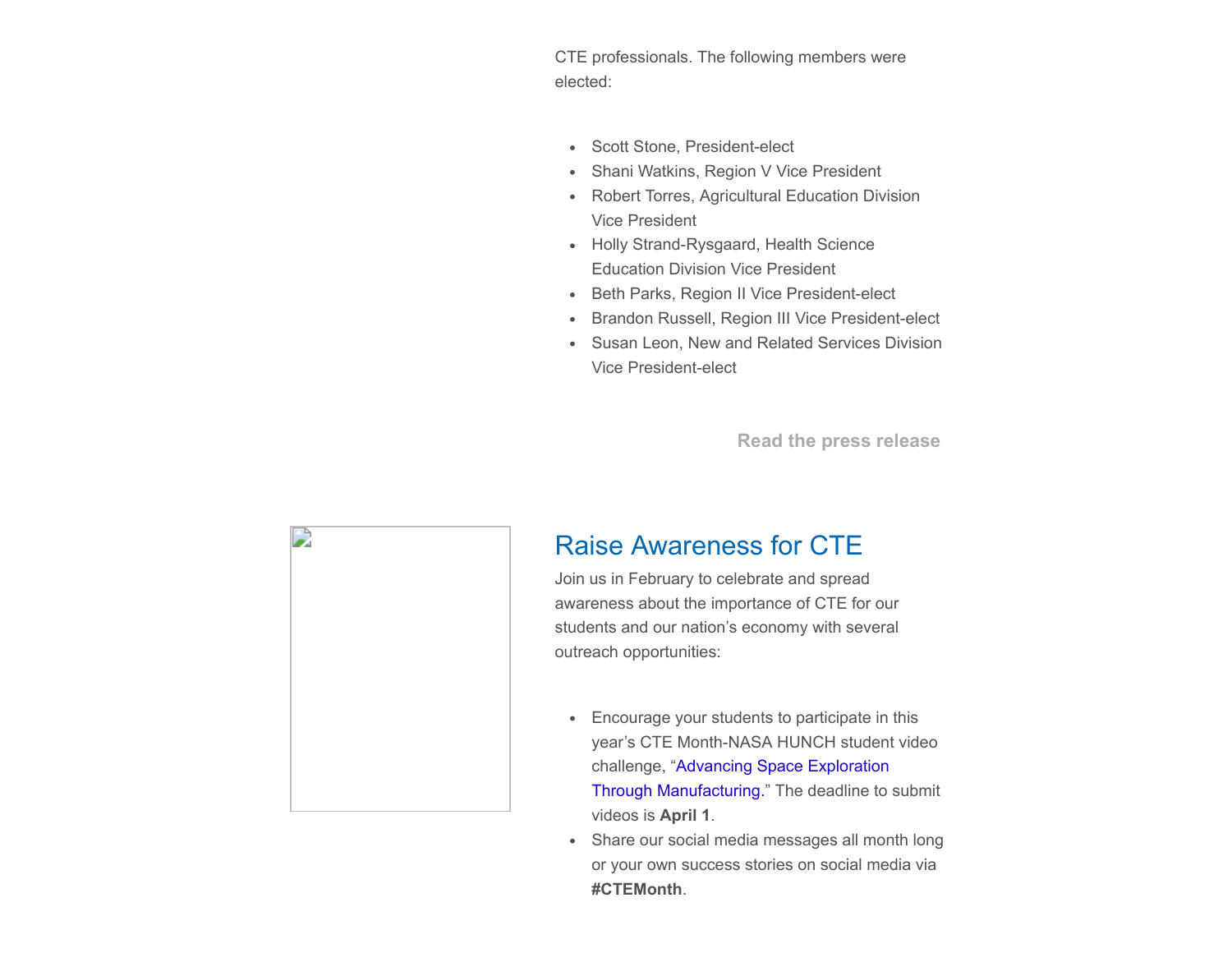CTE professionals. The following members were elected:

- Scott Stone, President-elect
- Shani Watkins, Region V Vice President
- Robert Torres, Agricultural Education Division Vice President
- Holly Strand-Rysgaard, Health Science Education Division Vice President
- Beth Parks, Region II Vice President-elect
- Brandon Russell, Region III Vice President-elect
- Susan Leon, New and Related Services Division Vice President-elect

**Read the press release**

## Raise Awareness for CTE

Join us in February to celebrate and spread awareness about the importance of CTE for our students and our nation's economy with several outreach opportunities:

- Encourage your students to participate in this year's CTE Month-NASA HUNCH student video challenge, "Advancing Space Exploration Through Manufacturing." The deadline to submit videos is **April 1**.
- Share our social media messages all month long or your own success stories on social media via **#CTEMonth**.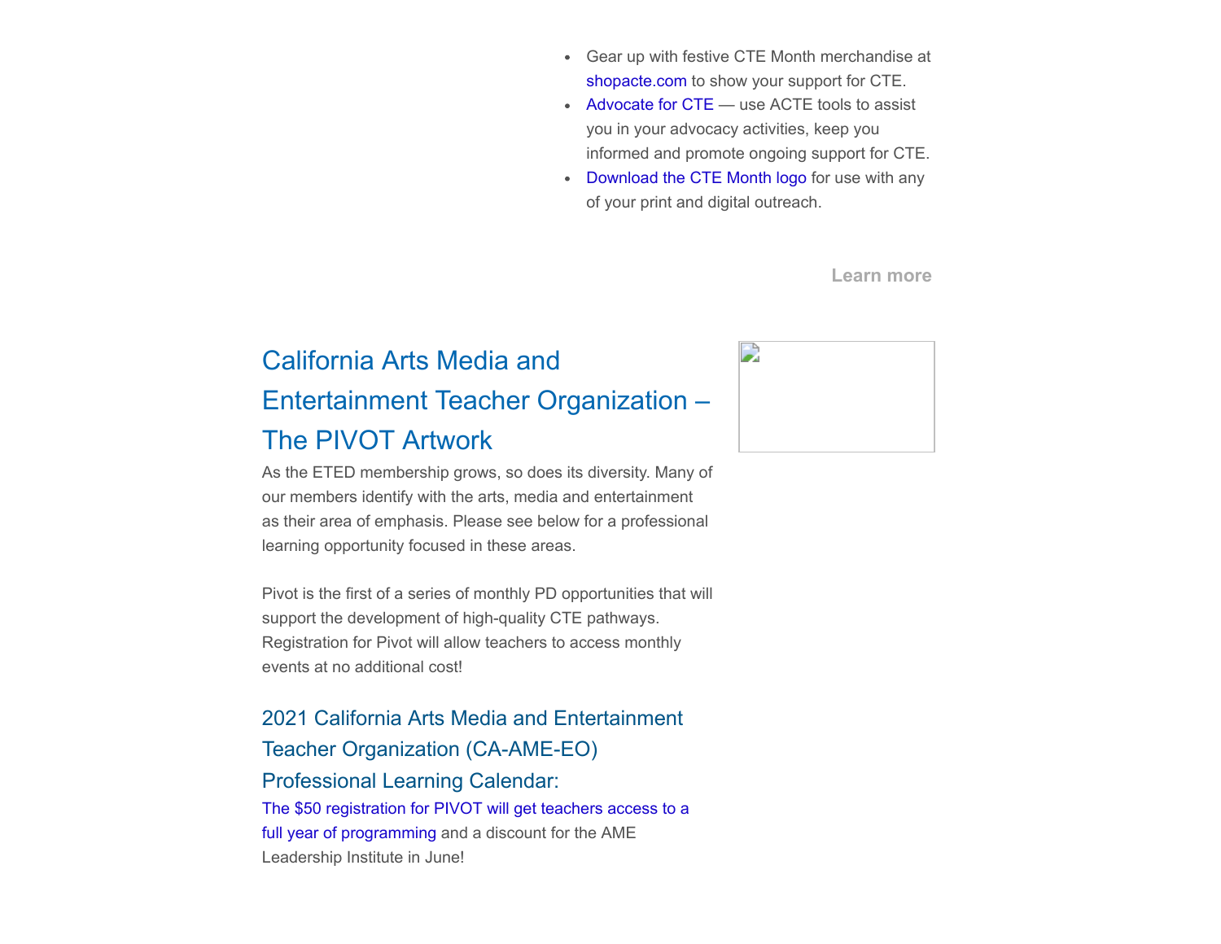- Gear up with festive CTE Month merchandise at shopacte.com to show your support for CTE.
- Advocate for CTE — use ACTE tools to assist you in your advocacy activities, keep you informed and promote ongoing support for CTE.
- Download the CTE Month logo for use with any of your print and digital outreach.

**Learn more**

## California Arts Media and Entertainment Teacher Organization – The PIVOT Artwork

As the ETED membership grows, so does its diversity. Many of our members identify with the arts, media and entertainment as their area of emphasis. Please see below for a professional learning opportunity focused in these areas.

Pivot is the first of a series of monthly PD opportunities that will support the development of high-quality CTE pathways. Registration for Pivot will allow teachers to access monthly events at no additional cost!

### 2021 California Arts Media and Entertainment Teacher Organization (CA-AME-EO) Professional Learning Calendar:

The $50 registration for PIVOT will get teachers access to a full year of programming and a discount for the AME Leadership Institute in June!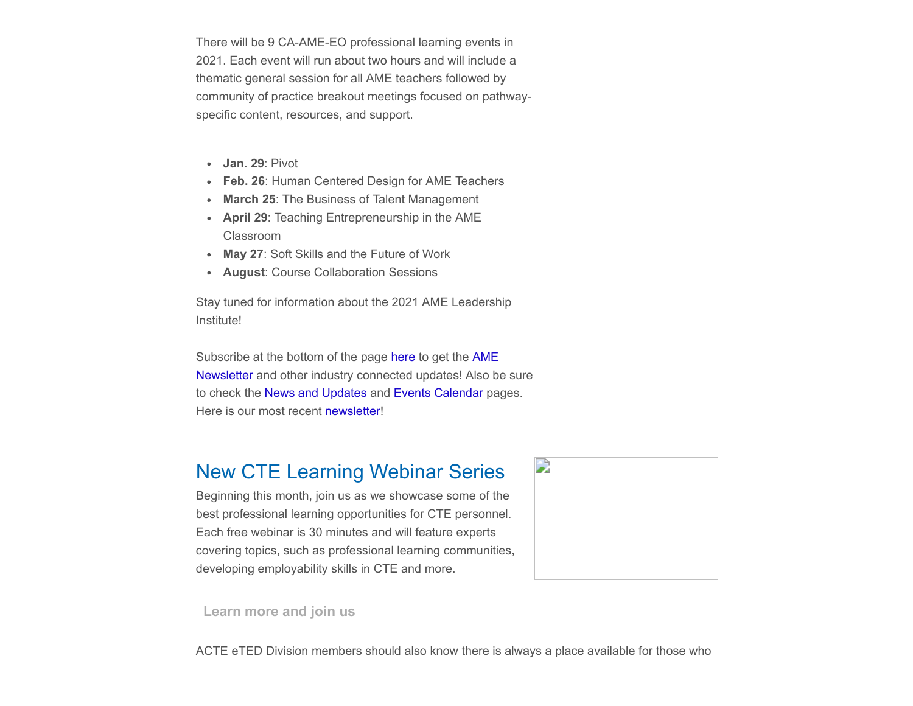There will be 9 CA-AME-EO professional learning events in 2021. Each event will run about two hours and will include a thematic general session for all AME teachers followed by community of practice breakout meetings focused on pathway-specific content, resources, and support.

- **Jan. 29**: Pivot
- **Feb. 26**: Human Centered Design for AME Teachers
- **March 25**: The Business of Talent Management
- **April 29**: Teaching Entrepreneurship in the AME Classroom
- **May 27**: Soft Skills and the Future of Work
- **August**: Course Collaboration Sessions

Stay tuned for information about the 2021 AME Leadership Institute!

Subscribe at the bottom of the page here to get the AME Newsletter and other industry connected updates! Also be sure to check the News and Updates and Events Calendar pages. Here is our most recent newsletter!

## New CTE Learning Webinar Series

Beginning this month, join us as we showcase some of the best professional learning opportunities for CTE personnel. Each free webinar is 30 minutes and will feature experts covering topics, such as professional learning communities, developing employability skills in CTE and more.

**Learn more and join us**

ACTE eTED Division members should also know there is always a place available for those who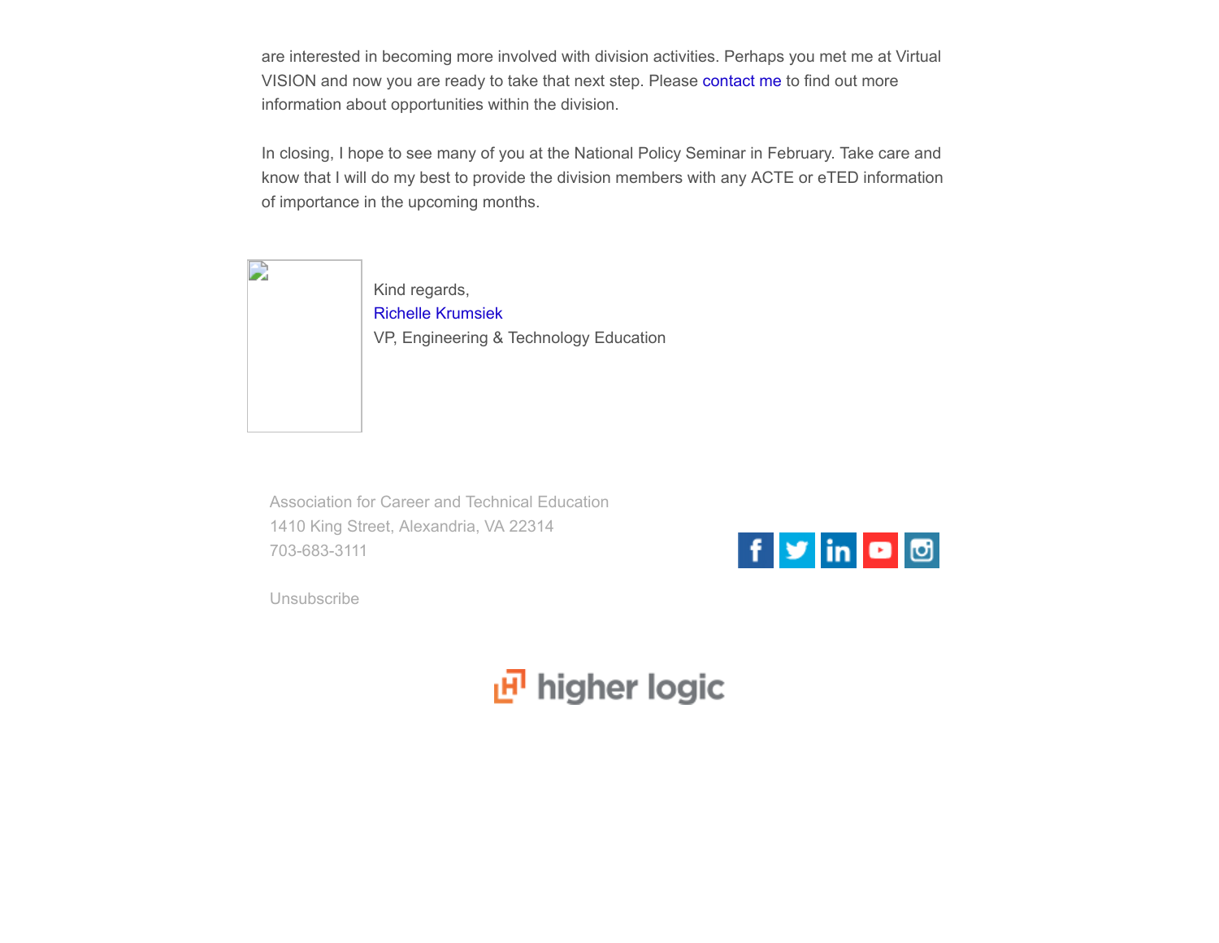are interested in becoming more involved with division activities. Perhaps you met me at Virtual VISION and now you are ready to take that next step. Please contact me to find out more information about opportunities within the division.

In closing, I hope to see many of you at the National Policy Seminar in February. Take care and know that I will do my best to provide the division members with any ACTE or eTED information of importance in the upcoming months.

Kind regards,
Richelle Krumsiek
VP, Engineering & Technology Education

Association for Career and Technical Education
1410 King Street, Alexandria, VA 22314
703-683-3111

Unsubscribe